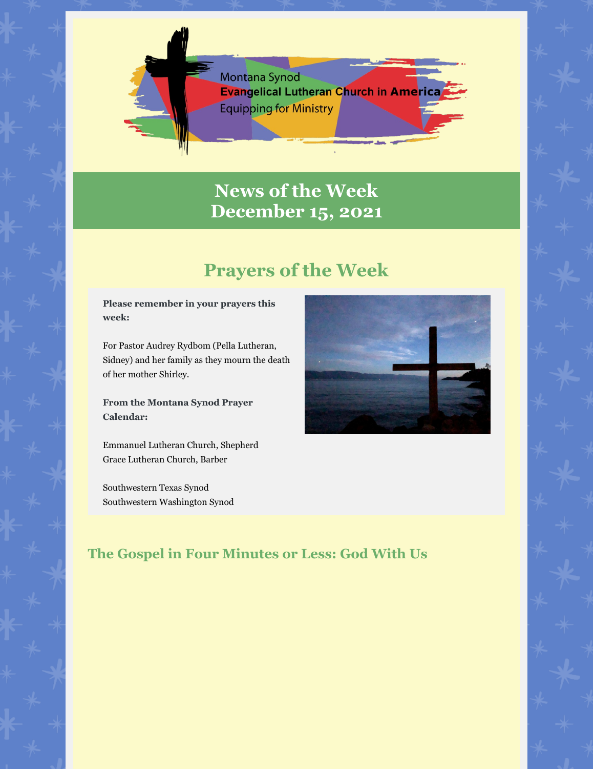Montana Synod
**Evangelical Lutheran Church in America**
Equipping for Ministry

# News of the Week
# December 15, 2021

## Prayers of the Week

**Please remember in your prayers this week:**

For Pastor Audrey Rydbom (Pella Lutheran, Sidney) and her family as they mourn the death of her mother Shirley.

**From the Montana Synod Prayer Calendar:**

Emmanuel Lutheran Church, Shepherd
Grace Lutheran Church, Barber

Southwestern Texas Synod
Southwestern Washington Synod

### The Gospel in Four Minutes or Less: God With Us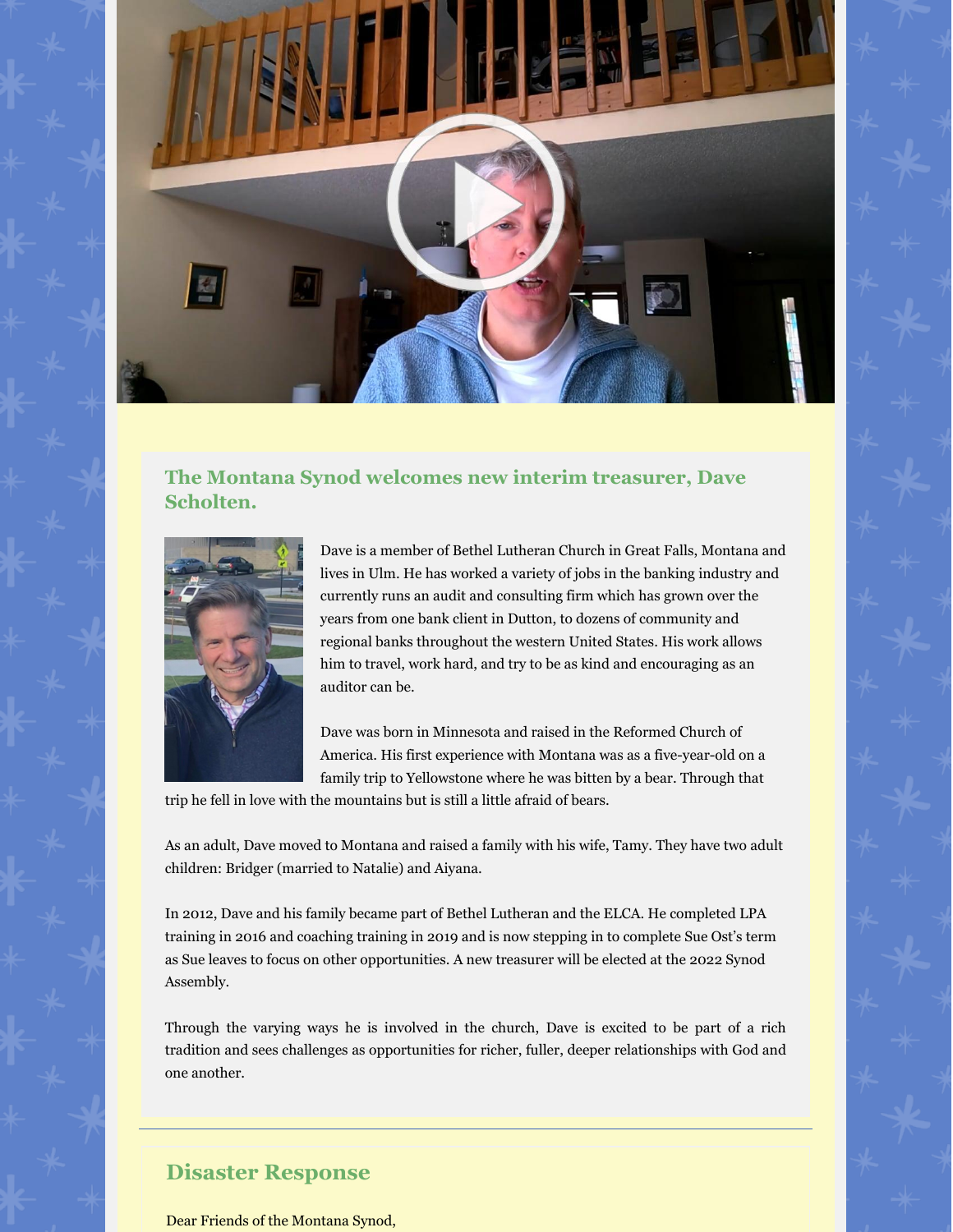## The Montana Synod welcomes new interim treasurer, Dave Scholten.

Dave is a member of Bethel Lutheran Church in Great Falls, Montana and lives in Ulm. He has worked a variety of jobs in the banking industry and currently runs an audit and consulting firm which has grown over the years from one bank client in Dutton, to dozens of community and regional banks throughout the western United States. His work allows him to travel, work hard, and try to be as kind and encouraging as an auditor can be.

Dave was born in Minnesota and raised in the Reformed Church of America. His first experience with Montana was as a five-year-old on a family trip to Yellowstone where he was bitten by a bear. Through that trip he fell in love with the mountains but is still a little afraid of bears.

As an adult, Dave moved to Montana and raised a family with his wife, Tamy. They have two adult children: Bridger (married to Natalie) and Aiyana.

In 2012, Dave and his family became part of Bethel Lutheran and the ELCA. He completed LPA training in 2016 and coaching training in 2019 and is now stepping in to complete Sue Ost's term as Sue leaves to focus on other opportunities. A new treasurer will be elected at the 2022 Synod Assembly.

Through the varying ways he is involved in the church, Dave is excited to be part of a rich tradition and sees challenges as opportunities for richer, fuller, deeper relationships with God and one another.

---

## Disaster Response

Dear Friends of the Montana Synod,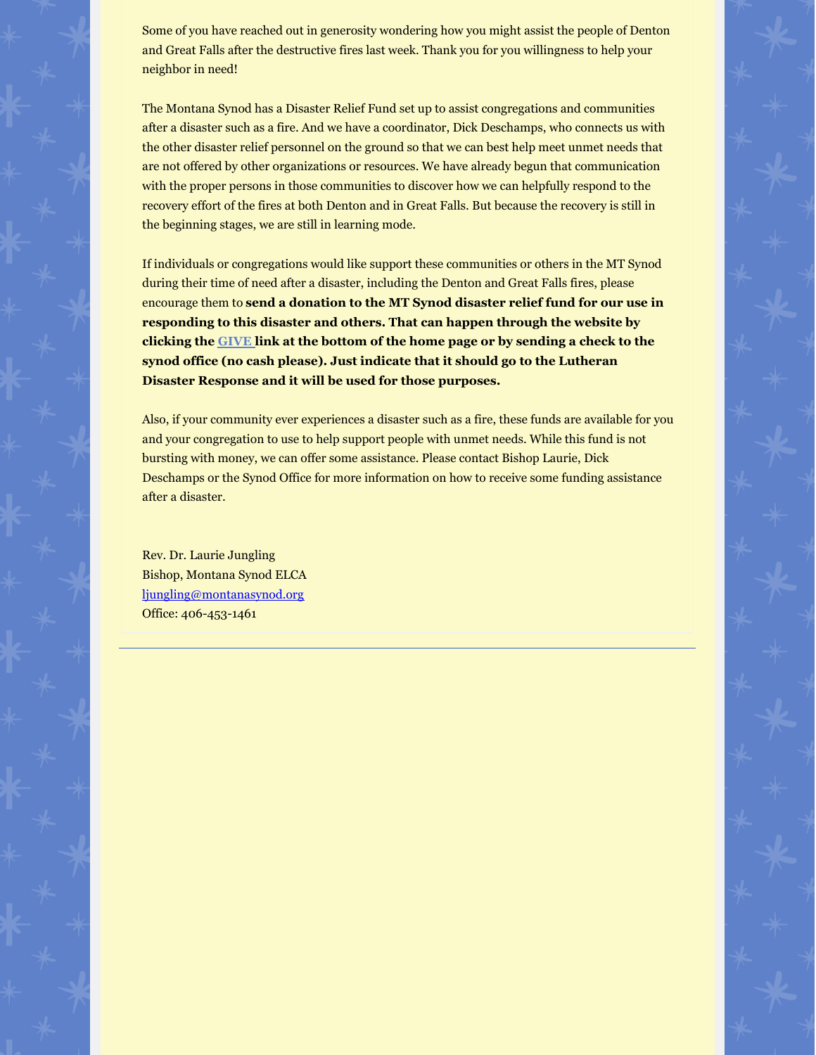Some of you have reached out in generosity wondering how you might assist the people of Denton and Great Falls after the destructive fires last week. Thank you for you willingness to help your neighbor in need!

The Montana Synod has a Disaster Relief Fund set up to assist congregations and communities after a disaster such as a fire. And we have a coordinator, Dick Deschamps, who connects us with the other disaster relief personnel on the ground so that we can best help meet unmet needs that are not offered by other organizations or resources. We have already begun that communication with the proper persons in those communities to discover how we can helpfully respond to the recovery effort of the fires at both Denton and in Great Falls. But because the recovery is still in the beginning stages, we are still in learning mode.

If individuals or congregations would like support these communities or others in the MT Synod during their time of need after a disaster, including the Denton and Great Falls fires, please encourage them to **send a donation to the MT Synod disaster relief fund for our use in responding to this disaster and others. That can happen through the website by clicking the GIVE link at the bottom of the home page or by sending a check to the synod office (no cash please). Just indicate that it should go to the Lutheran Disaster Response and it will be used for those purposes.**

Also, if your community ever experiences a disaster such as a fire, these funds are available for you and your congregation to use to help support people with unmet needs. While this fund is not bursting with money, we can offer some assistance. Please contact Bishop Laurie, Dick Deschamps or the Synod Office for more information on how to receive some funding assistance after a disaster.

Rev. Dr. Laurie Jungling
Bishop, Montana Synod ELCA
ljungling@montanasynod.org
Office: 406-453-1461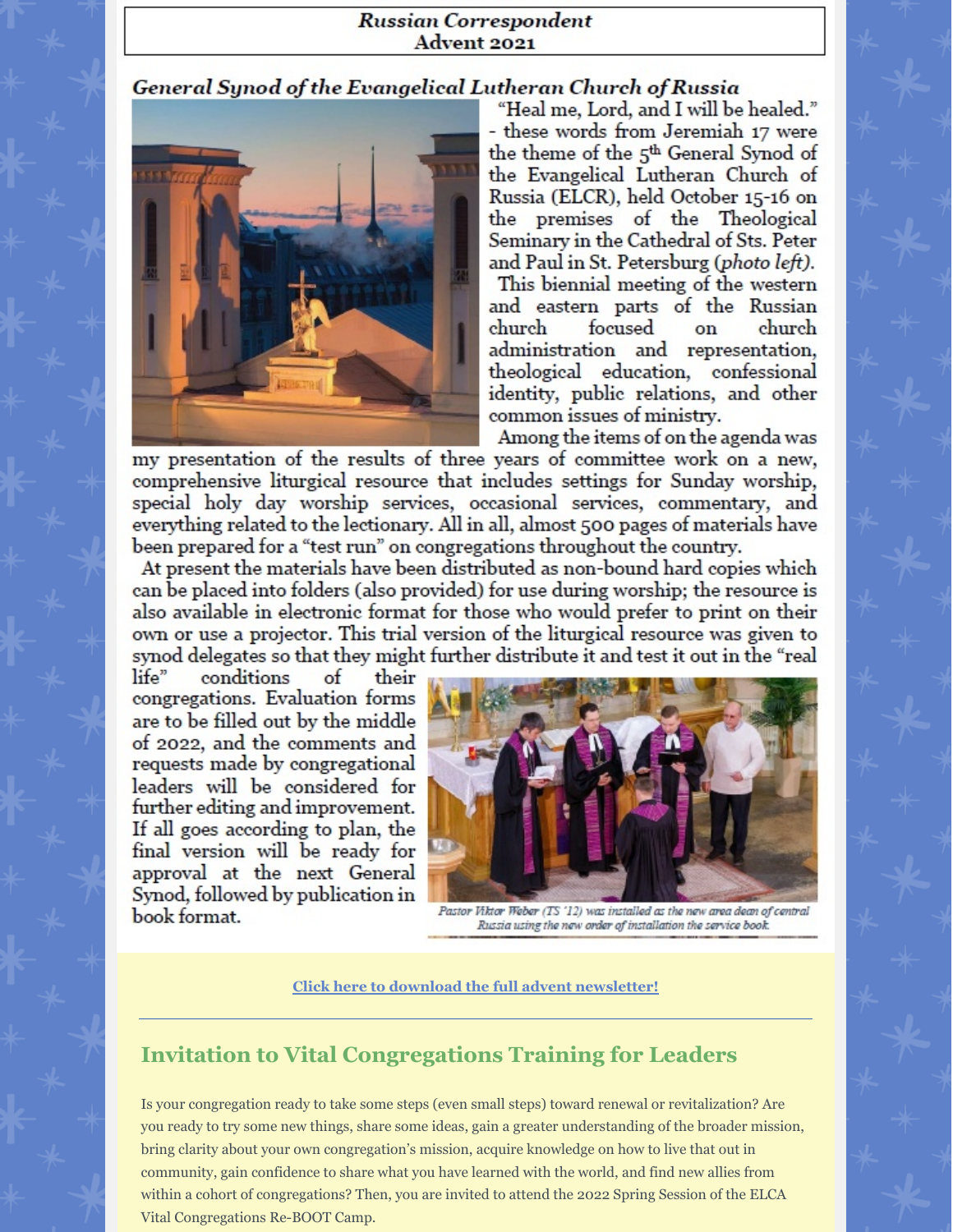**Russian Correspondent**
**Advent 2021**

## *General Synod of the Evangelical Lutheran Church of Russia*

"Heal me, Lord, and I will be healed." - these words from Jeremiah 17 were the theme of the 5th General Synod of the Evangelical Lutheran Church of Russia (ELCR), held October 15-16 on the premises of the Theological Seminary in the Cathedral of Sts. Peter and Paul in St. Petersburg (*photo left)*.

This biennial meeting of the western and eastern parts of the Russian church focused on church administration and representation, theological education, confessional identity, public relations, and other common issues of ministry.

Among the items of on the agenda was my presentation of the results of three years of committee work on a new, comprehensive liturgical resource that includes settings for Sunday worship, special holy day worship services, occasional services, commentary, and everything related to the lectionary. All in all, almost 500 pages of materials have been prepared for a "test run" on congregations throughout the country.

At present the materials have been distributed as non-bound hard copies which can be placed into folders (also provided) for use during worship; the resource is also available in electronic format for those who would prefer to print on their own or use a projector. This trial version of the liturgical resource was given to synod delegates so that they might further distribute it and test it out in the "real life" conditions of their congregations. Evaluation forms are to be filled out by the middle of 2022, and the comments and requests made by congregational leaders will be considered for further editing and improvement. If all goes according to plan, the final version will be ready for approval at the next General Synod, followed by publication in book format.

*Pastor Viktor Weber (TS '12) was installed as the new area dean of central Russia using the new order of installation the service book.*

**Click here to download the full advent newsletter!**

---

## Invitation to Vital Congregations Training for Leaders

Is your congregation ready to take some steps (even small steps) toward renewal or revitalization? Are you ready to try some new things, share some ideas, gain a greater understanding of the broader mission, bring clarity about your own congregation's mission, acquire knowledge on how to live that out in community, gain confidence to share what you have learned with the world, and find new allies from within a cohort of congregations? Then, you are invited to attend the 2022 Spring Session of the ELCA Vital Congregations Re-BOOT Camp.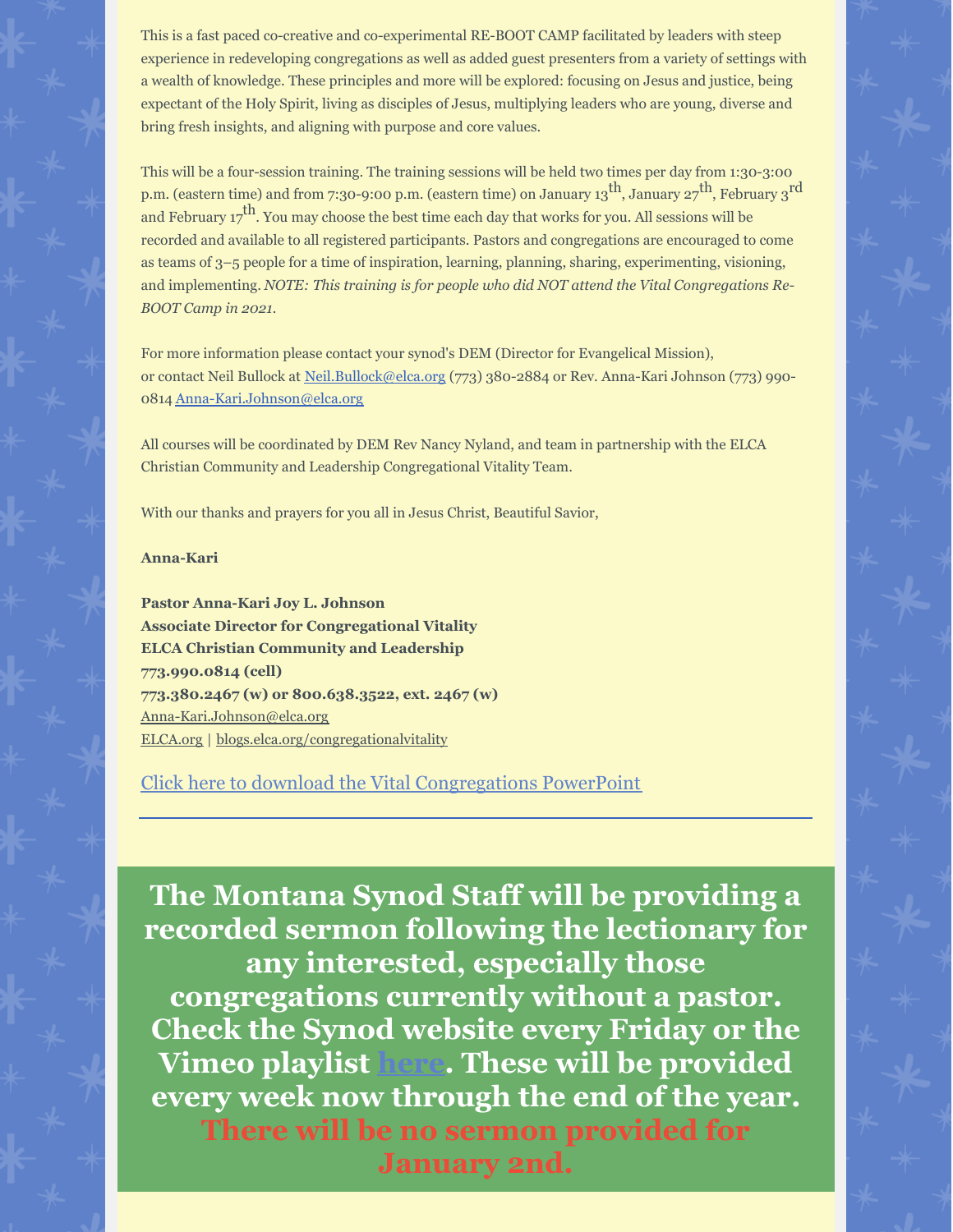This is a fast paced co-creative and co-experimental RE-BOOT CAMP facilitated by leaders with steep experience in redeveloping congregations as well as added guest presenters from a variety of settings with a wealth of knowledge. These principles and more will be explored: focusing on Jesus and justice, being expectant of the Holy Spirit, living as disciples of Jesus, multiplying leaders who are young, diverse and bring fresh insights, and aligning with purpose and core values.

This will be a four-session training. The training sessions will be held two times per day from 1:30-3:00 p.m. (eastern time) and from 7:30-9:00 p.m. (eastern time) on January 13th, January 27th, February 3rd and February 17th. You may choose the best time each day that works for you. All sessions will be recorded and available to all registered participants. Pastors and congregations are encouraged to come as teams of 3–5 people for a time of inspiration, learning, planning, sharing, experimenting, visioning, and implementing. *NOTE: This training is for people who did NOT attend the Vital Congregations Re-BOOT Camp in 2021.*

For more information please contact your synod's DEM (Director for Evangelical Mission), or contact Neil Bullock at Neil.Bullock@elca.org (773) 380-2884 or Rev. Anna-Kari Johnson (773) 990-0814 Anna-Kari.Johnson@elca.org

All courses will be coordinated by DEM Rev Nancy Nyland, and team in partnership with the ELCA Christian Community and Leadership Congregational Vitality Team.

With our thanks and prayers for you all in Jesus Christ, Beautiful Savior,

**Anna-Kari**

**Pastor Anna-Kari Joy L. Johnson**
**Associate Director for Congregational Vitality**
**ELCA Christian Community and Leadership**
**773.990.0814 (cell)**
**773.380.2467 (w) or 800.638.3522, ext. 2467 (w)**
Anna-Kari.Johnson@elca.org
ELCA.org | blogs.elca.org/congregationalvitality

Click here to download the Vital Congregations PowerPoint

---

**The Montana Synod Staff will be providing a recorded sermon following the lectionary for any interested, especially those congregations currently without a pastor. Check the Synod website every Friday or the Vimeo playlist here. These will be provided every week now through the end of the year. There will be no sermon provided for January 2nd.**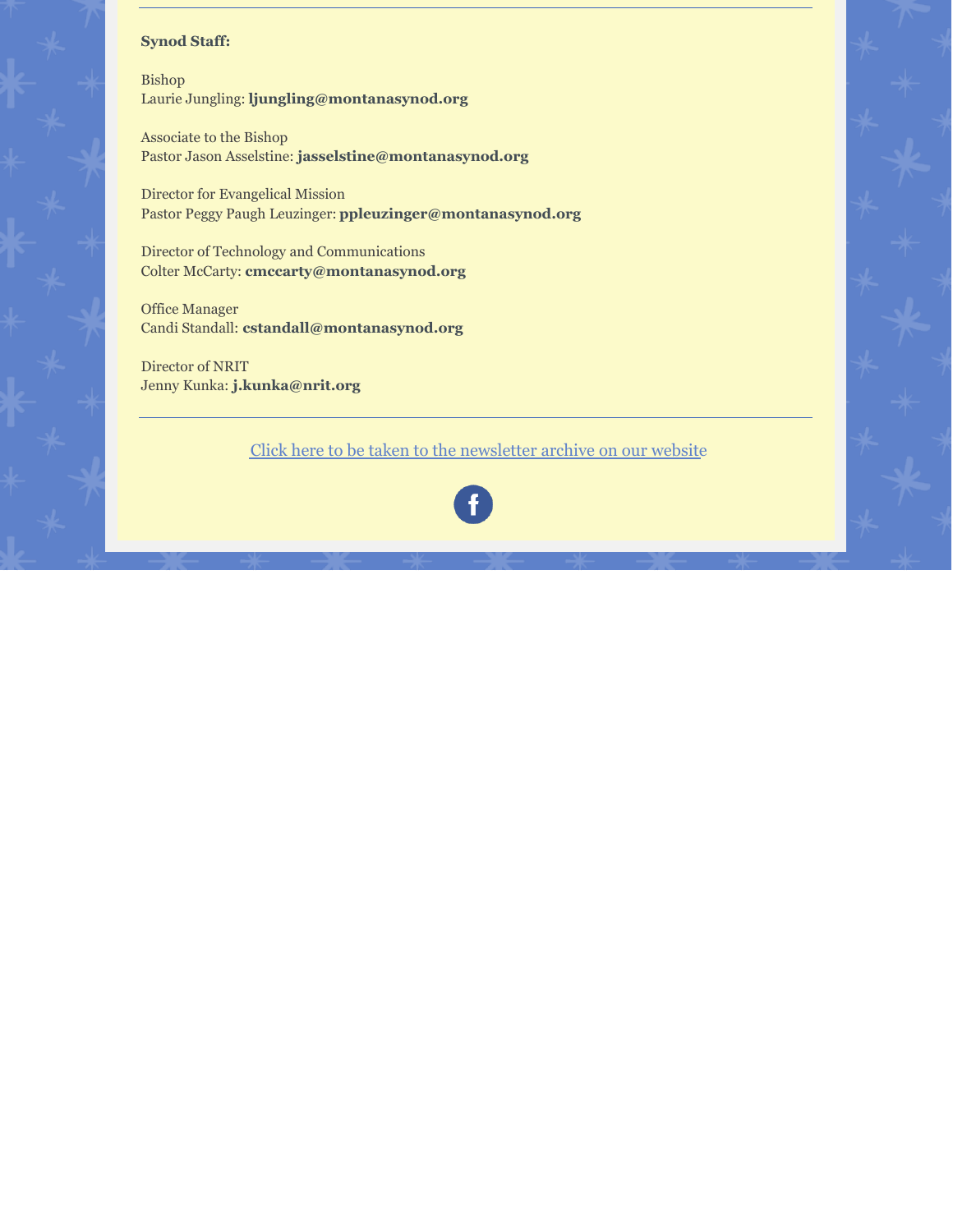---

**Synod Staff:**

Bishop
Laurie Jungling: **ljungling@montanasynod.org**

Associate to the Bishop
Pastor Jason Asselstine: **jasselstine@montanasynod.org**

Director for Evangelical Mission
Pastor Peggy Paugh Leuzinger: **ppleuzinger@montanasynod.org**

Director of Technology and Communications
Colter McCarty: **cmccarty@montanasynod.org**

Office Manager
Candi Standall: **cstandall@montanasynod.org**

Director of NRIT
Jenny Kunka: **j.kunka@nrit.org**

---

Click here to be taken to the newsletter archive on our website